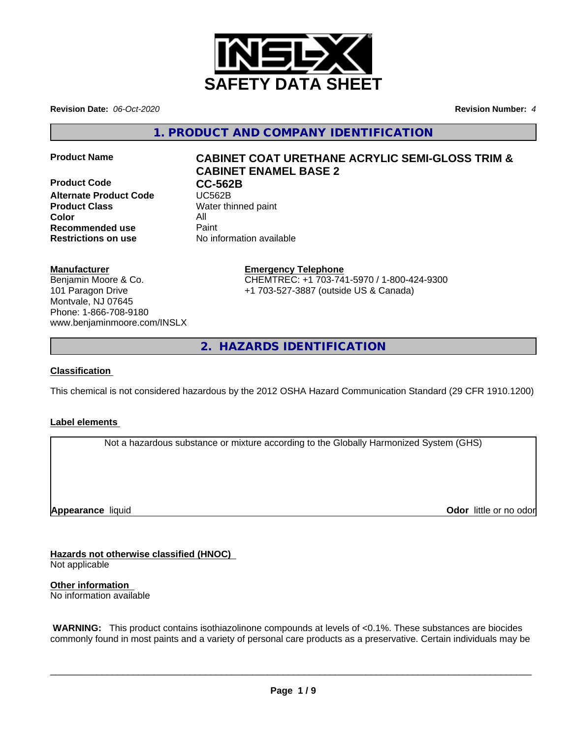# SAFETY DATA SHEET

**Revision Date:** *06-Oct-2020*

**Revision Number:** *4*

## 1. PRODUCT AND COMPANY IDENTIFICATION

| | |
|---|---|
| **Product Name** | **CABINET COAT URETHANE ACRYLIC SEMI-GLOSS TRIM & CABINET ENAMEL BASE 2** |
| **Product Code** | **CC-562B** |
| **Alternate Product Code** | UC562B |
| **Product Class** | Water thinned paint |
| **Color** | All |
| **Recommended use** | Paint |
| **Restrictions on use** | No information available |

**Manufacturer**
Benjamin Moore & Co.
101 Paragon Drive
Montvale, NJ 07645
Phone: 1-866-708-9180
www.benjaminmoore.com/INSLX

**Emergency Telephone**
CHEMTREC: +1 703-741-5970 / 1-800-424-9300
+1 703-527-3887 (outside US & Canada)

## 2. HAZARDS IDENTIFICATION

**Classification**

This chemical is not considered hazardous by the 2012 OSHA Hazard Communication Standard (29 CFR 1910.1200)

**Label elements**

Not a hazardous substance or mixture according to the Globally Harmonized System (GHS)

**Appearance** liquid

**Odor** little or no odor

**Hazards not otherwise classified (HNOC)**
Not applicable

**Other information**
No information available

**WARNING:** This product contains isothiazolinone compounds at levels of <0.1%. These substances are biocides commonly found in most paints and a variety of personal care products as a preservative. Certain individuals may be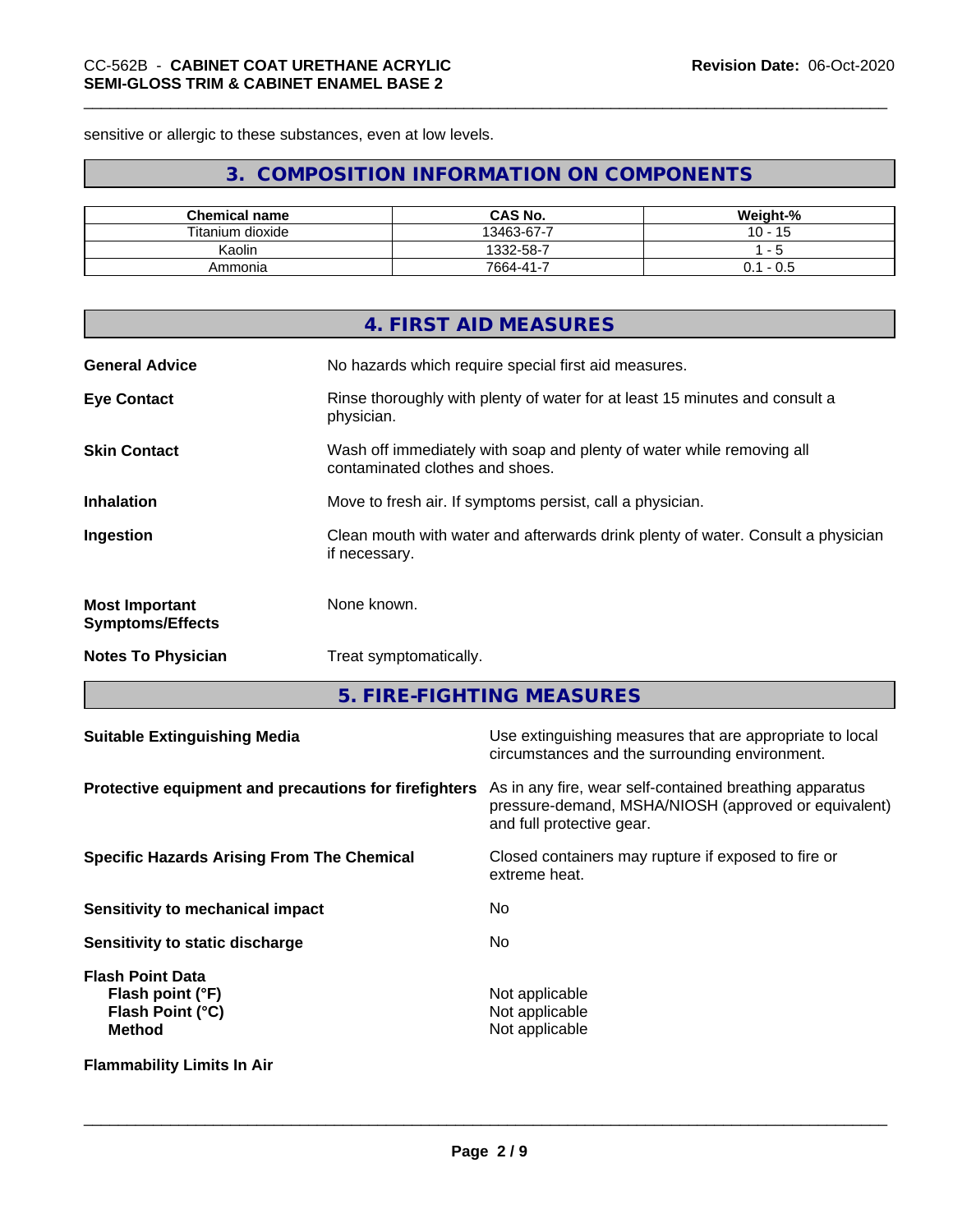sensitive or allergic to these substances, even at low levels.

## 3. COMPOSITION INFORMATION ON COMPONENTS

| Chemical name | CAS No. | Weight-% |
|---|---|---|
| Titanium dioxide | 13463-67-7 | 10 - 15 |
| Kaolin | 1332-58-7 | 1 - 5 |
| Ammonia | 7664-41-7 | 0.1 - 0.5 |

## 4. FIRST AID MEASURES

**General Advice** No hazards which require special first aid measures.

**Eye Contact** Rinse thoroughly with plenty of water for at least 15 minutes and consult a physician.

**Skin Contact** Wash off immediately with soap and plenty of water while removing all contaminated clothes and shoes.

**Inhalation** Move to fresh air. If symptoms persist, call a physician.

**Ingestion** Clean mouth with water and afterwards drink plenty of water. Consult a physician if necessary.

**Most Important Symptoms/Effects** None known.

**Notes To Physician** Treat symptomatically.

## 5. FIRE-FIGHTING MEASURES

**Suitable Extinguishing Media** Use extinguishing measures that are appropriate to local circumstances and the surrounding environment.

**Protective equipment and precautions for firefighters** As in any fire, wear self-contained breathing apparatus pressure-demand, MSHA/NIOSH (approved or equivalent) and full protective gear.

**Specific Hazards Arising From The Chemical** Closed containers may rupture if exposed to fire or extreme heat.

**Sensitivity to mechanical impact** No

**Sensitivity to static discharge** No

**Flash Point Data**
**Flash point (°F)** Not applicable
**Flash Point (°C)** Not applicable
**Method** Not applicable

**Flammability Limits In Air**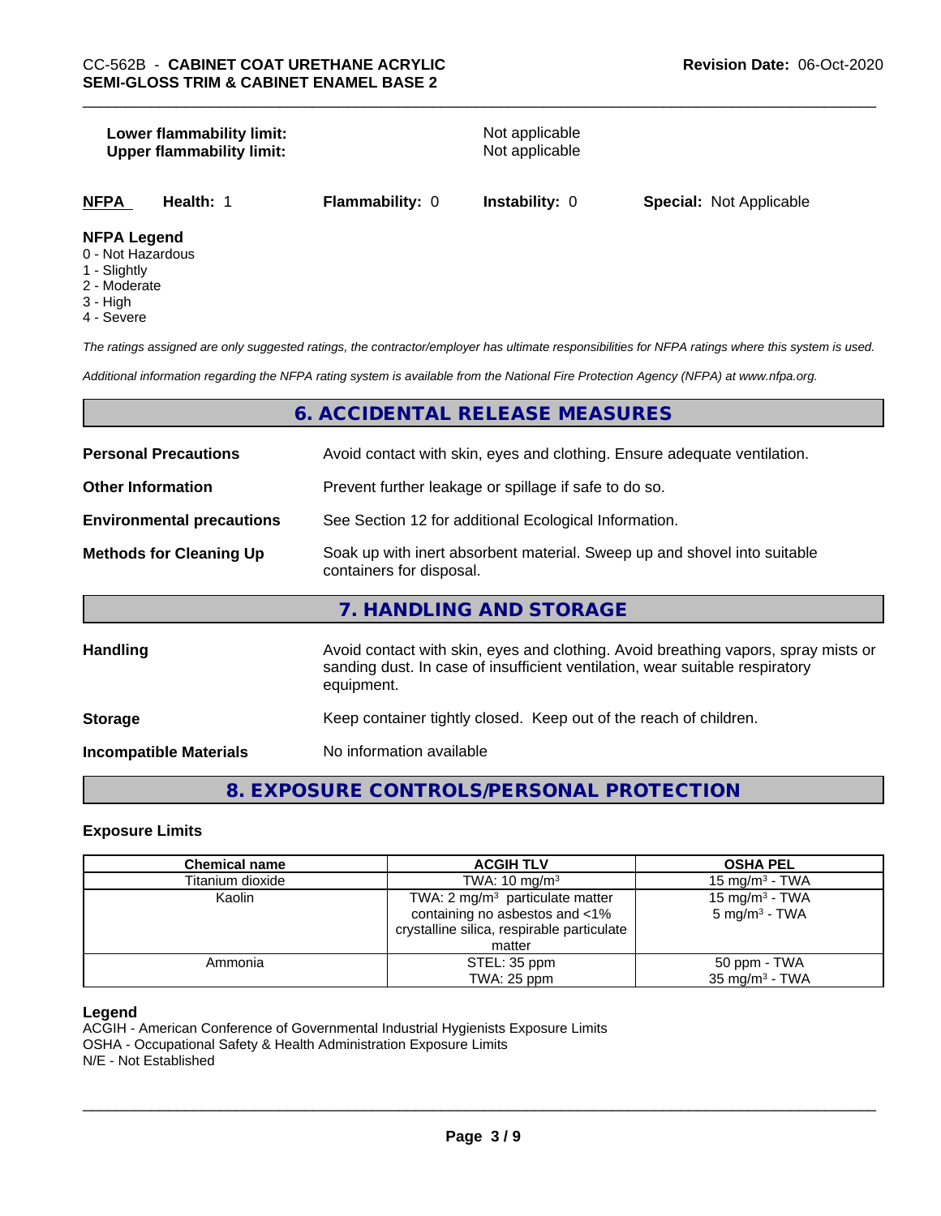**Lower flammability limit:** Not applicable
**Upper flammability limit:** Not applicable

| NFPA | Health: 1 | Flammability: 0 | Instability: 0 | Special: Not Applicable |
|---|---|---|---|---|

**NFPA Legend**
0 - Not Hazardous
1 - Slightly
2 - Moderate
3 - High
4 - Severe

*The ratings assigned are only suggested ratings, the contractor/employer has ultimate responsibilities for NFPA ratings where this system is used.*

*Additional information regarding the NFPA rating system is available from the National Fire Protection Agency (NFPA) at www.nfpa.org.*

## 6. ACCIDENTAL RELEASE MEASURES

**Personal Precautions** Avoid contact with skin, eyes and clothing. Ensure adequate ventilation.

**Other Information** Prevent further leakage or spillage if safe to do so.

**Environmental precautions** See Section 12 for additional Ecological Information.

**Methods for Cleaning Up** Soak up with inert absorbent material. Sweep up and shovel into suitable containers for disposal.

## 7. HANDLING AND STORAGE

**Handling** Avoid contact with skin, eyes and clothing. Avoid breathing vapors, spray mists or sanding dust. In case of insufficient ventilation, wear suitable respiratory equipment.

**Storage** Keep container tightly closed. Keep out of the reach of children.

**Incompatible Materials** No information available

## 8. EXPOSURE CONTROLS/PERSONAL PROTECTION

### Exposure Limits

| Chemical name | ACGIH TLV | OSHA PEL |
|---|---|---|
| Titanium dioxide | TWA: 10 mg/m³ | 15 mg/m³ - TWA |
| Kaolin | TWA: 2 mg/m³ particulate matter containing no asbestos and <1% crystalline silica, respirable particulate matter | 15 mg/m³ - TWA<br>5 mg/m³ - TWA |
| Ammonia | STEL: 35 ppm<br>TWA: 25 ppm | 50 ppm - TWA<br>35 mg/m³ - TWA |

**Legend**
ACGIH - American Conference of Governmental Industrial Hygienists Exposure Limits
OSHA - Occupational Safety & Health Administration Exposure Limits
N/E - Not Established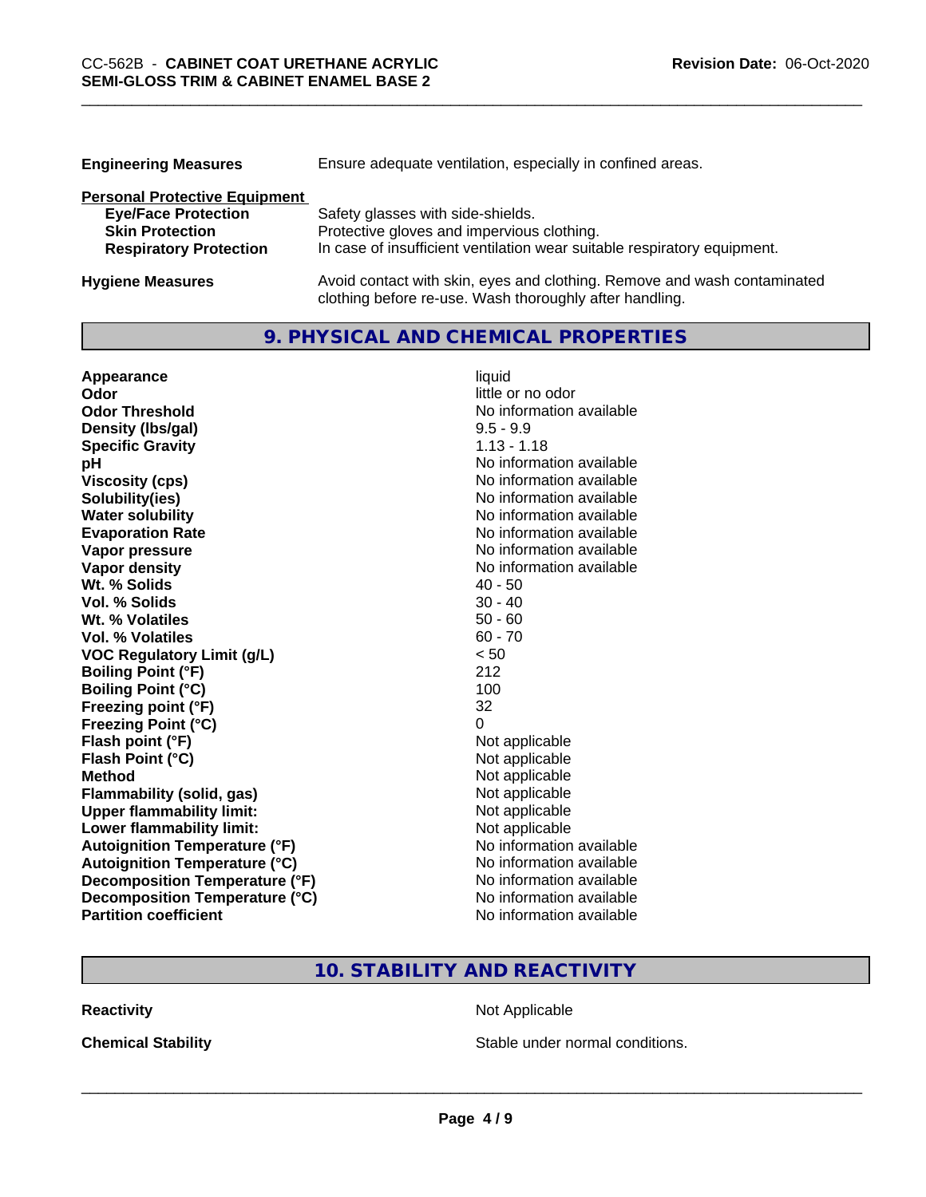| | |
|---|---|
| **Engineering Measures** | Ensure adequate ventilation, especially in confined areas. |

**Personal Protective Equipment**

| | |
|---|---|
| **Eye/Face Protection** | Safety glasses with side-shields. |
| **Skin Protection** | Protective gloves and impervious clothing. |
| **Respiratory Protection** | In case of insufficient ventilation wear suitable respiratory equipment. |

| | |
|---|---|
| **Hygiene Measures** | Avoid contact with skin, eyes and clothing. Remove and wash contaminated clothing before re-use. Wash thoroughly after handling. |

## 9. PHYSICAL AND CHEMICAL PROPERTIES

| | |
|---|---|
| **Appearance** | liquid |
| **Odor** | little or no odor |
| **Odor Threshold** | No information available |
| **Density (lbs/gal)** | 9.5 - 9.9 |
| **Specific Gravity** | 1.13 - 1.18 |
| **pH** | No information available |
| **Viscosity (cps)** | No information available |
| **Solubility(ies)** | No information available |
| **Water solubility** | No information available |
| **Evaporation Rate** | No information available |
| **Vapor pressure** | No information available |
| **Vapor density** | No information available |
| **Wt. % Solids** | 40 - 50 |
| **Vol. % Solids** | 30 - 40 |
| **Wt. % Volatiles** | 50 - 60 |
| **Vol. % Volatiles** | 60 - 70 |
| **VOC Regulatory Limit (g/L)** | < 50 |
| **Boiling Point (°F)** | 212 |
| **Boiling Point (°C)** | 100 |
| **Freezing point (°F)** | 32 |
| **Freezing Point (°C)** | 0 |
| **Flash point (°F)** | Not applicable |
| **Flash Point (°C)** | Not applicable |
| **Method** | Not applicable |
| **Flammability (solid, gas)** | Not applicable |
| **Upper flammability limit:** | Not applicable |
| **Lower flammability limit:** | Not applicable |
| **Autoignition Temperature (°F)** | No information available |
| **Autoignition Temperature (°C)** | No information available |
| **Decomposition Temperature (°F)** | No information available |
| **Decomposition Temperature (°C)** | No information available |
| **Partition coefficient** | No information available |

## 10. STABILITY AND REACTIVITY

| | |
|---|---|
| **Reactivity** | Not Applicable |
| **Chemical Stability** | Stable under normal conditions. |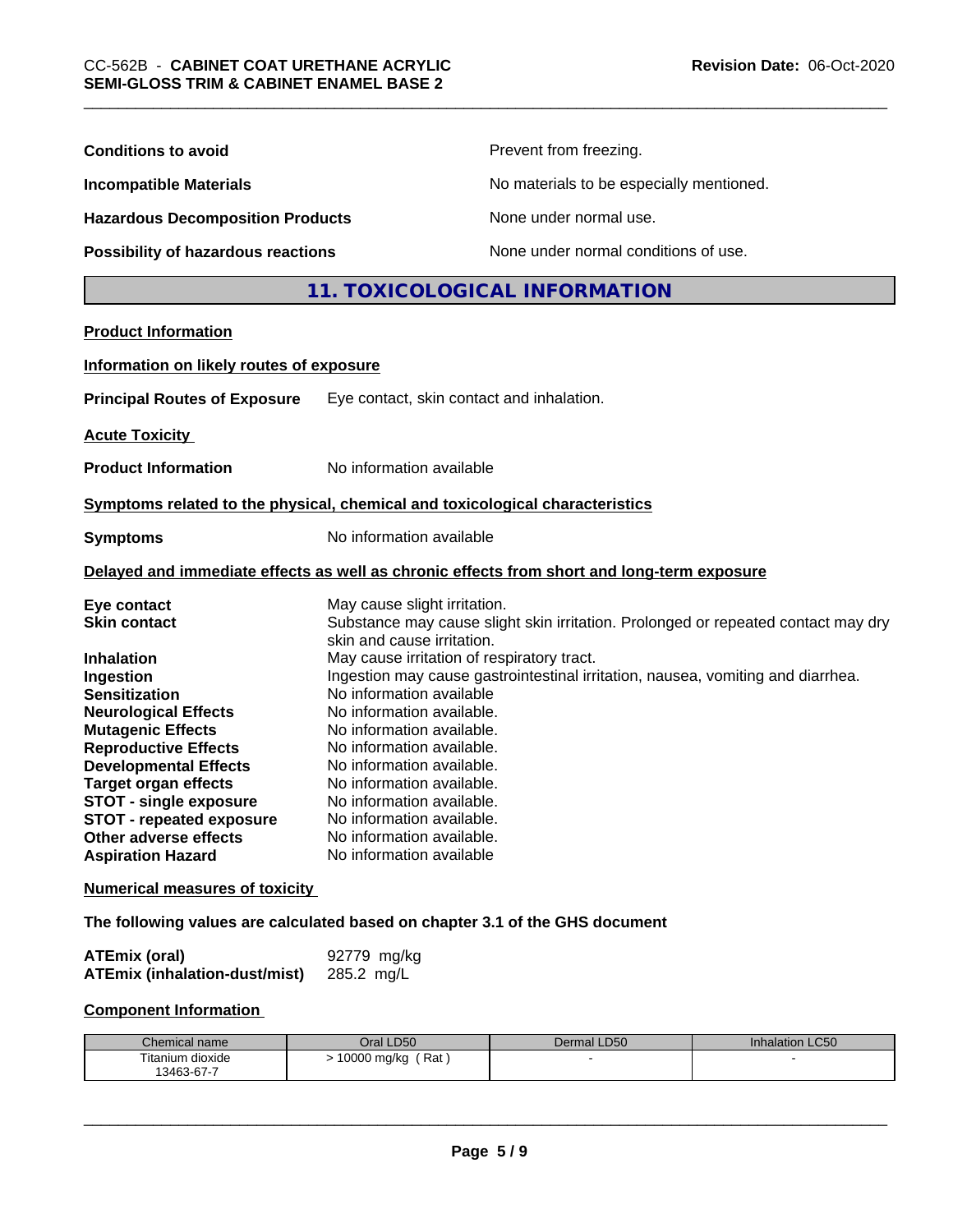| | |
|---|---|
| **Conditions to avoid** | Prevent from freezing. |
| **Incompatible Materials** | No materials to be especially mentioned. |
| **Hazardous Decomposition Products** | None under normal use. |
| **Possibility of hazardous reactions** | None under normal conditions of use. |

## 11. TOXICOLOGICAL INFORMATION

**Product Information**

**Information on likely routes of exposure**

**Principal Routes of Exposure** Eye contact, skin contact and inhalation.

**Acute Toxicity**

**Product Information** No information available

**Symptoms related to the physical, chemical and toxicological characteristics**

**Symptoms** No information available

**Delayed and immediate effects as well as chronic effects from short and long-term exposure**

| | |
|---|---|
| **Eye contact** | May cause slight irritation. |
| **Skin contact** | Substance may cause slight skin irritation. Prolonged or repeated contact may dry skin and cause irritation. |
| **Inhalation** | May cause irritation of respiratory tract. |
| **Ingestion** | Ingestion may cause gastrointestinal irritation, nausea, vomiting and diarrhea. |
| **Sensitization** | No information available |
| **Neurological Effects** | No information available. |
| **Mutagenic Effects** | No information available. |
| **Reproductive Effects** | No information available. |
| **Developmental Effects** | No information available. |
| **Target organ effects** | No information available. |
| **STOT - single exposure** | No information available. |
| **STOT - repeated exposure** | No information available. |
| **Other adverse effects** | No information available. |
| **Aspiration Hazard** | No information available |

**Numerical measures of toxicity**

**The following values are calculated based on chapter 3.1 of the GHS document**

| | |
|---|---|
| **ATEmix (oral)** | 92779 mg/kg |
| **ATEmix (inhalation-dust/mist)** | 285.2 mg/L |

**Component Information**

| Chemical name | Oral LD50 | Dermal LD50 | Inhalation LC50 |
|---|---|---|---|
| Titanium dioxide 13463-67-7 | > 10000 mg/kg ( Rat ) | - | - |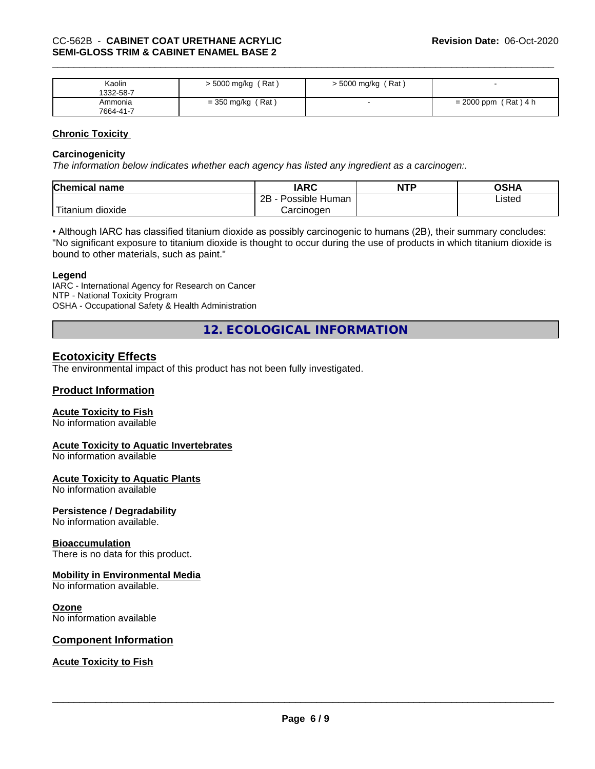| Kaolin<br>1332-58-7 | > 5000 mg/kg ( Rat ) | > 5000 mg/kg ( Rat ) | - |
|---|---|---|---|
| Ammonia<br>7664-41-7 | = 350 mg/kg ( Rat ) | - | = 2000 ppm ( Rat ) 4 h |

**Chronic Toxicity**

**Carcinogenicity**

*The information below indicates whether each agency has listed any ingredient as a carcinogen:.*

| Chemical name | IARC | NTP | OSHA |
|---|---|---|---|
| Titanium dioxide | 2B - Possible Human Carcinogen | | Listed |

• Although IARC has classified titanium dioxide as possibly carcinogenic to humans (2B), their summary concludes: "No significant exposure to titanium dioxide is thought to occur during the use of products in which titanium dioxide is bound to other materials, such as paint."

**Legend**

IARC - International Agency for Research on Cancer
NTP - National Toxicity Program
OSHA - Occupational Safety & Health Administration

## 12. ECOLOGICAL INFORMATION

### Ecotoxicity Effects

The environmental impact of this product has not been fully investigated.

### Product Information

**Acute Toxicity to Fish**

No information available

**Acute Toxicity to Aquatic Invertebrates**

No information available

**Acute Toxicity to Aquatic Plants**

No information available

**Persistence / Degradability**

No information available.

**Bioaccumulation**

There is no data for this product.

**Mobility in Environmental Media**

No information available.

**Ozone**

No information available

### Component Information

**Acute Toxicity to Fish**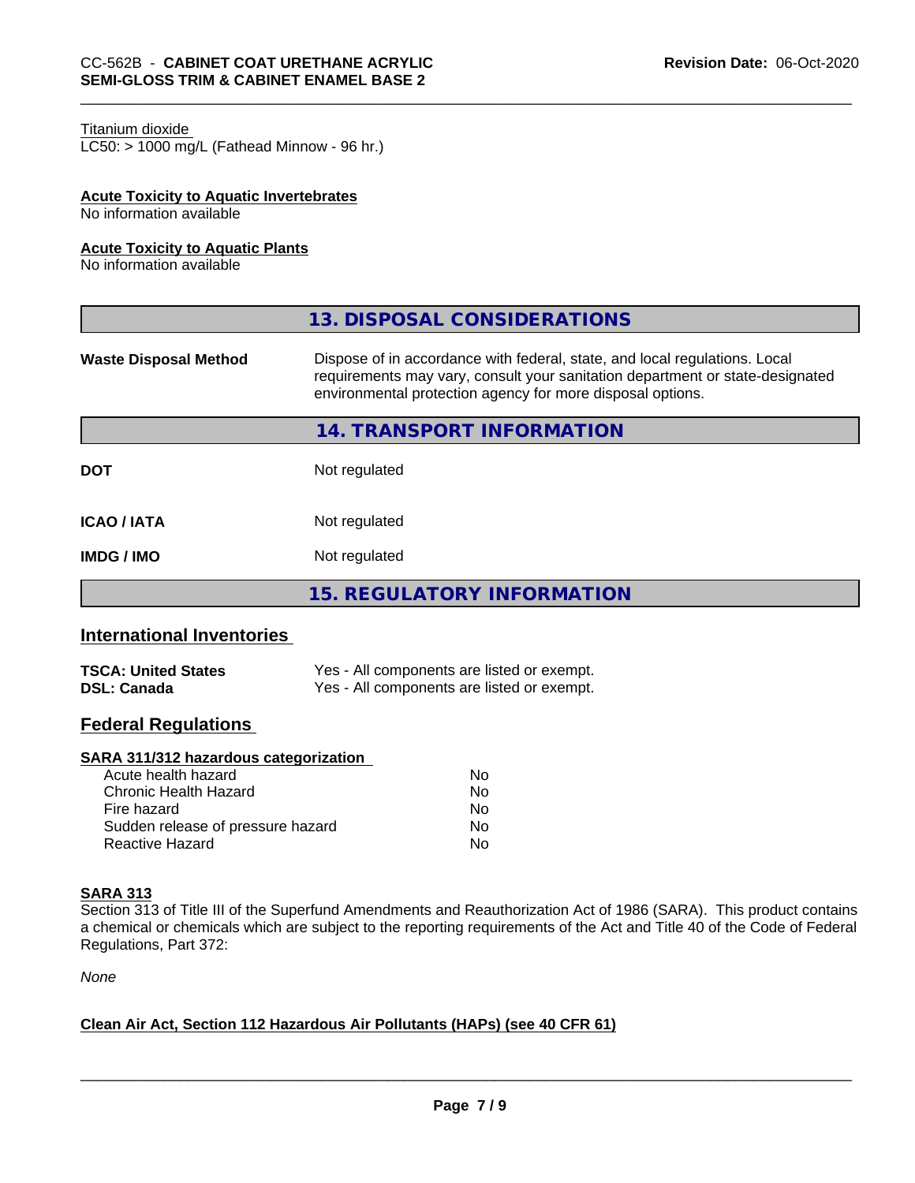Titanium dioxide
LC50: > 1000 mg/L (Fathead Minnow - 96 hr.)

**Acute Toxicity to Aquatic Invertebrates**
No information available

**Acute Toxicity to Aquatic Plants**
No information available

## 13. DISPOSAL CONSIDERATIONS

| | |
|---|---|
| **Waste Disposal Method** | Dispose of in accordance with federal, state, and local regulations. Local requirements may vary, consult your sanitation department or state-designated environmental protection agency for more disposal options. |

## 14. TRANSPORT INFORMATION

| | |
|---|---|
| **DOT** | Not regulated |
| **ICAO / IATA** | Not regulated |
| **IMDG / IMO** | Not regulated |

## 15. REGULATORY INFORMATION

### International Inventories

| | |
|---|---|
| **TSCA: United States** | Yes - All components are listed or exempt. |
| **DSL: Canada** | Yes - All components are listed or exempt. |

### Federal Regulations

**SARA 311/312 hazardous categorization**

| | |
|---|---|
| Acute health hazard | No |
| Chronic Health Hazard | No |
| Fire hazard | No |
| Sudden release of pressure hazard | No |
| Reactive Hazard | No |

**SARA 313**
Section 313 of Title III of the Superfund Amendments and Reauthorization Act of 1986 (SARA). This product contains a chemical or chemicals which are subject to the reporting requirements of the Act and Title 40 of the Code of Federal Regulations, Part 372:

*None*

**Clean Air Act, Section 112 Hazardous Air Pollutants (HAPs) (see 40 CFR 61)**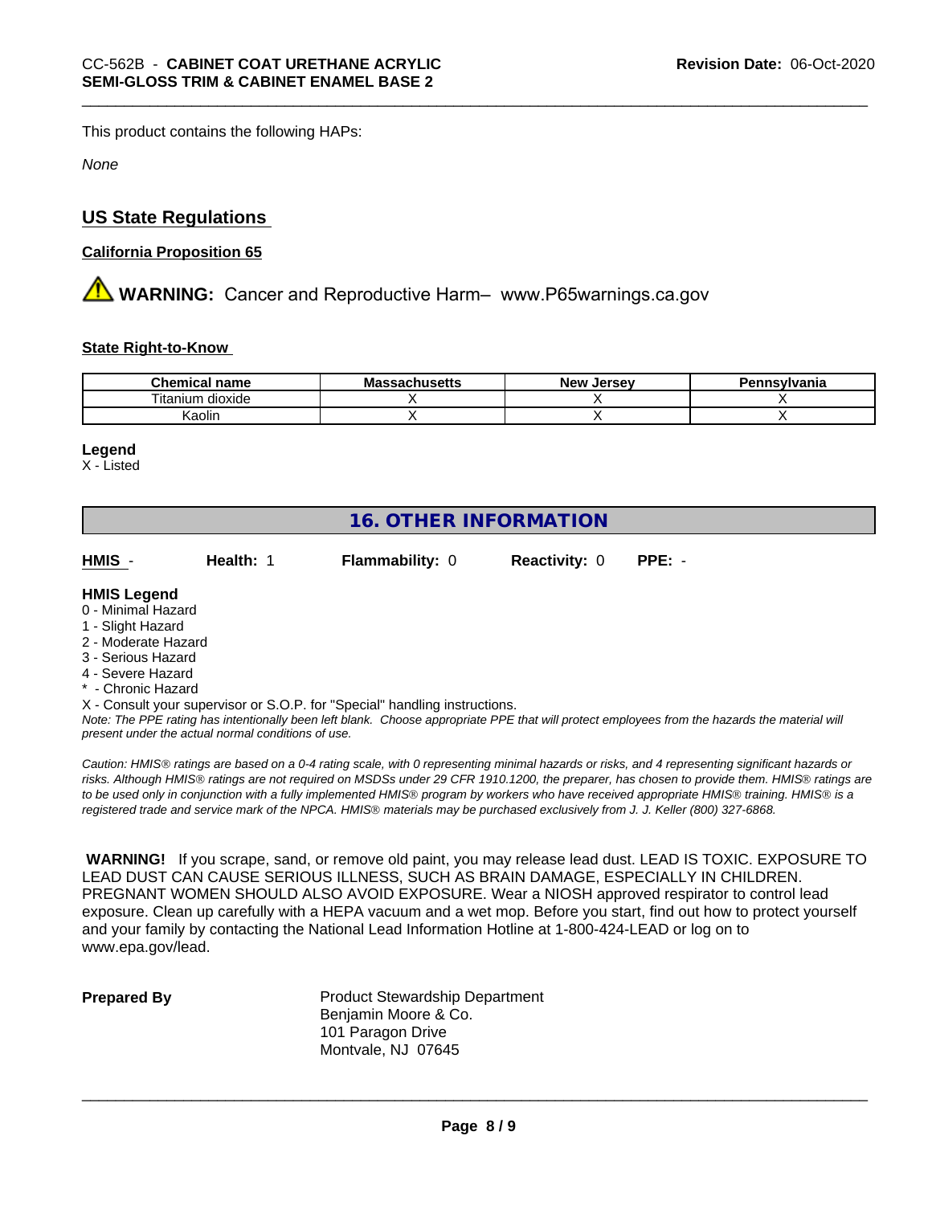This product contains the following HAPs:

*None*

## US State Regulations

### California Proposition 65

⚠ **WARNING:** Cancer and Reproductive Harm– www.P65warnings.ca.gov

### State Right-to-Know

| Chemical name | Massachusetts | New Jersey | Pennsylvania |
|---|---|---|---|
| Titanium dioxide | X | X | X |
| Kaolin | X | X | X |

**Legend**

X - Listed

## 16. OTHER INFORMATION

**HMIS** - **Health:** 1 **Flammability:** 0 **Reactivity:** 0 **PPE:** -

**HMIS Legend**

0 - Minimal Hazard
1 - Slight Hazard
2 - Moderate Hazard
3 - Serious Hazard
4 - Severe Hazard
* - Chronic Hazard
X - Consult your supervisor or S.O.P. for "Special" handling instructions.

*Note: The PPE rating has intentionally been left blank. Choose appropriate PPE that will protect employees from the hazards the material will present under the actual normal conditions of use.*

*Caution: HMIS® ratings are based on a 0-4 rating scale, with 0 representing minimal hazards or risks, and 4 representing significant hazards or risks. Although HMIS® ratings are not required on MSDSs under 29 CFR 1910.1200, the preparer, has chosen to provide them. HMIS® ratings are to be used only in conjunction with a fully implemented HMIS® program by workers who have received appropriate HMIS® training. HMIS® is a registered trade and service mark of the NPCA. HMIS® materials may be purchased exclusively from J. J. Keller (800) 327-6868.*

**WARNING!** If you scrape, sand, or remove old paint, you may release lead dust. LEAD IS TOXIC. EXPOSURE TO LEAD DUST CAN CAUSE SERIOUS ILLNESS, SUCH AS BRAIN DAMAGE, ESPECIALLY IN CHILDREN. PREGNANT WOMEN SHOULD ALSO AVOID EXPOSURE. Wear a NIOSH approved respirator to control lead exposure. Clean up carefully with a HEPA vacuum and a wet mop. Before you start, find out how to protect yourself and your family by contacting the National Lead Information Hotline at 1-800-424-LEAD or log on to www.epa.gov/lead.

**Prepared By**

Product Stewardship Department
Benjamin Moore & Co.
101 Paragon Drive
Montvale, NJ 07645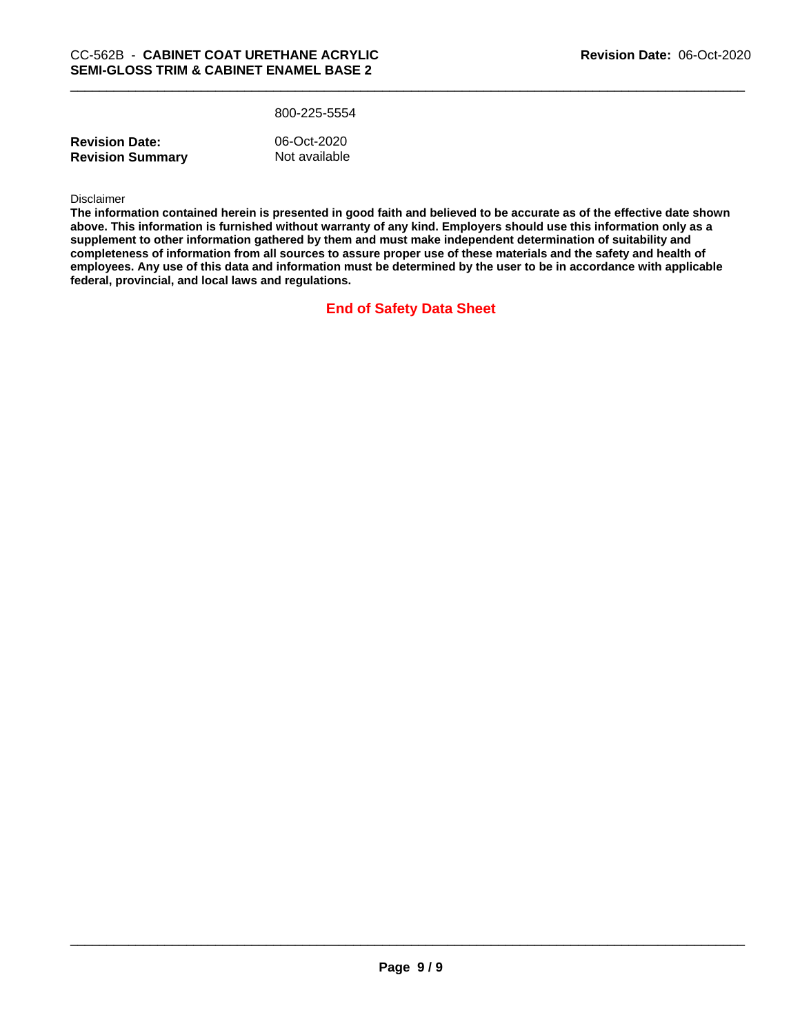800-225-5554

| | |
|---|---|
| **Revision Date:** | 06-Oct-2020 |
| **Revision Summary** | Not available |

Disclaimer

**The information contained herein is presented in good faith and believed to be accurate as of the effective date shown above. This information is furnished without warranty of any kind. Employers should use this information only as a supplement to other information gathered by them and must make independent determination of suitability and completeness of information from all sources to assure proper use of these materials and the safety and health of employees. Any use of this data and information must be determined by the user to be in accordance with applicable federal, provincial, and local laws and regulations.**

**End of Safety Data Sheet**